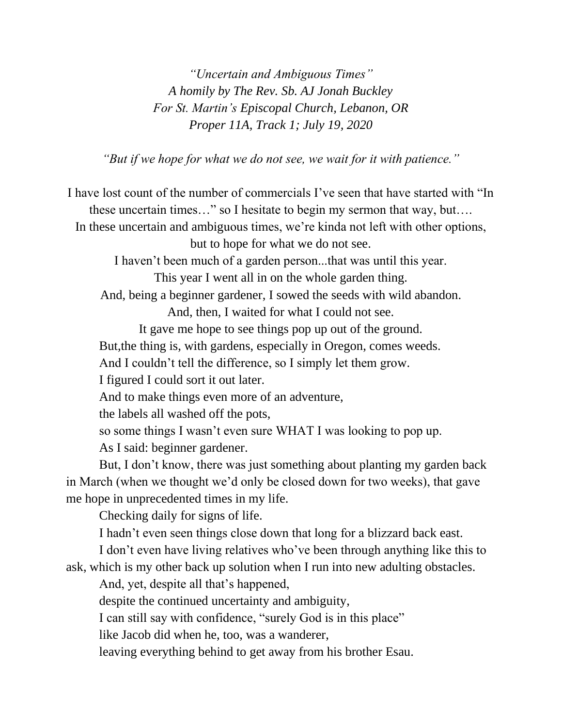*"Uncertain and Ambiguous Times"*
*A homily by The Rev. Sb. AJ Jonah Buckley*
*For St. Martin's Episcopal Church, Lebanon, OR*
*Proper 11A, Track 1; July 19, 2020*

*"But if we hope for what we do not see, we wait for it with patience."*

I have lost count of the number of commercials I've seen that have started with "In these uncertain times…" so I hesitate to begin my sermon that way, but….
In these uncertain and ambiguous times, we're kinda not left with other options, but to hope for what we do not see.
I haven't been much of a garden person...that was until this year.
This year I went all in on the whole garden thing.
And, being a beginner gardener, I sowed the seeds with wild abandon.
And, then, I waited for what I could not see.
It gave me hope to see things pop up out of the ground.

But,the thing is, with gardens, especially in Oregon, comes weeds.
And I couldn't tell the difference, so I simply let them grow.
I figured I could sort it out later.
And to make things even more of an adventure,
the labels all washed off the pots,
so some things I wasn't even sure WHAT I was looking to pop up.
As I said: beginner gardener.

But, I don't know, there was just something about planting my garden back in March (when we thought we'd only be closed down for two weeks), that gave me hope in unprecedented times in my life.

Checking daily for signs of life.

I hadn't even seen things close down that long for a blizzard back east.

I don't even have living relatives who've been through anything like this to ask, which is my other back up solution when I run into new adulting obstacles.

And, yet, despite all that's happened,
despite the continued uncertainty and ambiguity,
I can still say with confidence, "surely God is in this place"
like Jacob did when he, too, was a wanderer,
leaving everything behind to get away from his brother Esau.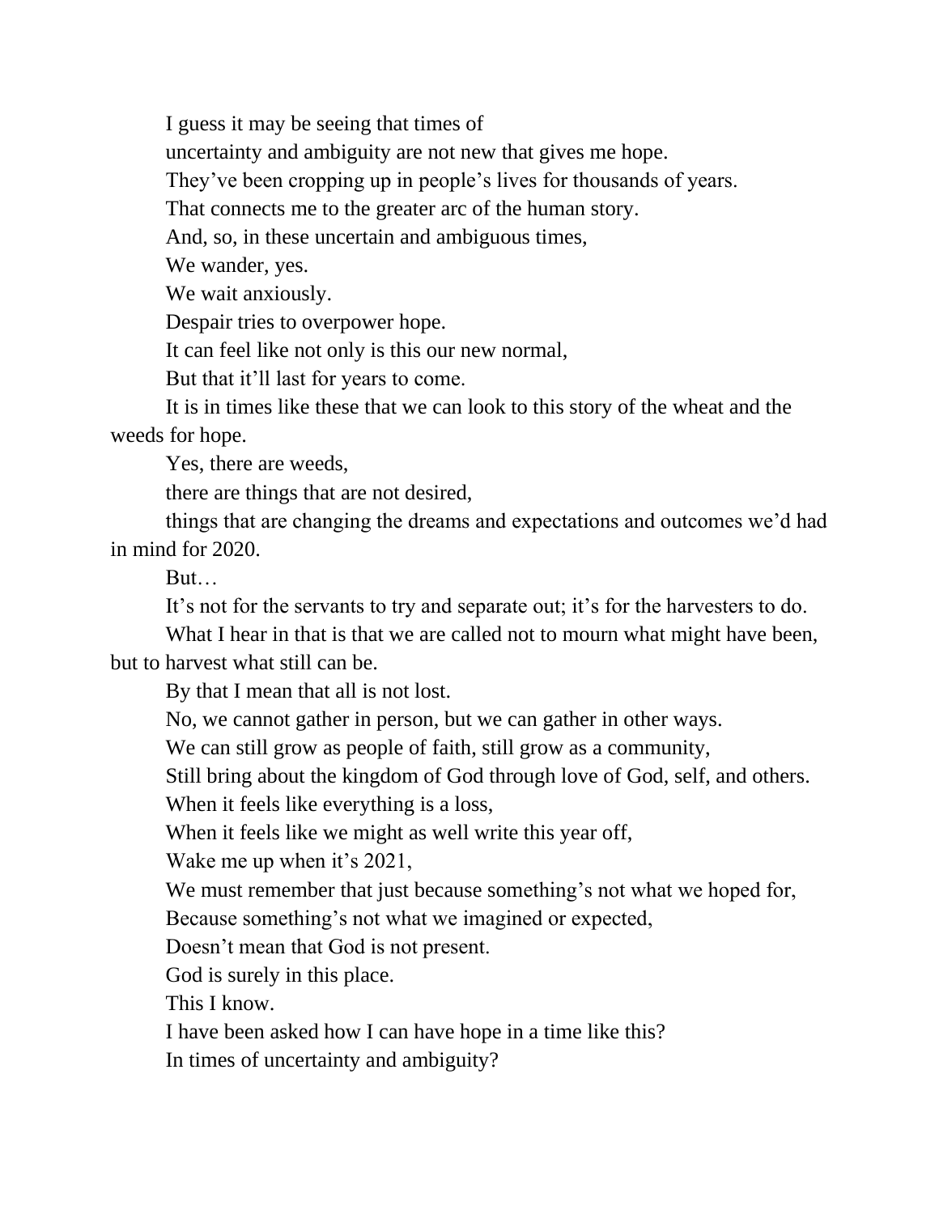I guess it may be seeing that times of

uncertainty and ambiguity are not new that gives me hope.

They've been cropping up in people's lives for thousands of years.

That connects me to the greater arc of the human story.

And, so, in these uncertain and ambiguous times,

We wander, yes.

We wait anxiously.

Despair tries to overpower hope.

It can feel like not only is this our new normal,

But that it'll last for years to come.

It is in times like these that we can look to this story of the wheat and the weeds for hope.

Yes, there are weeds,

there are things that are not desired,

things that are changing the dreams and expectations and outcomes we'd had in mind for 2020.

But…

It's not for the servants to try and separate out; it's for the harvesters to do.

What I hear in that is that we are called not to mourn what might have been, but to harvest what still can be.

By that I mean that all is not lost.

No, we cannot gather in person, but we can gather in other ways.

We can still grow as people of faith, still grow as a community,

Still bring about the kingdom of God through love of God, self, and others.

When it feels like everything is a loss,

When it feels like we might as well write this year off,

Wake me up when it's 2021,

We must remember that just because something's not what we hoped for,

Because something's not what we imagined or expected,

Doesn't mean that God is not present.

God is surely in this place.

This I know.

I have been asked how I can have hope in a time like this?

In times of uncertainty and ambiguity?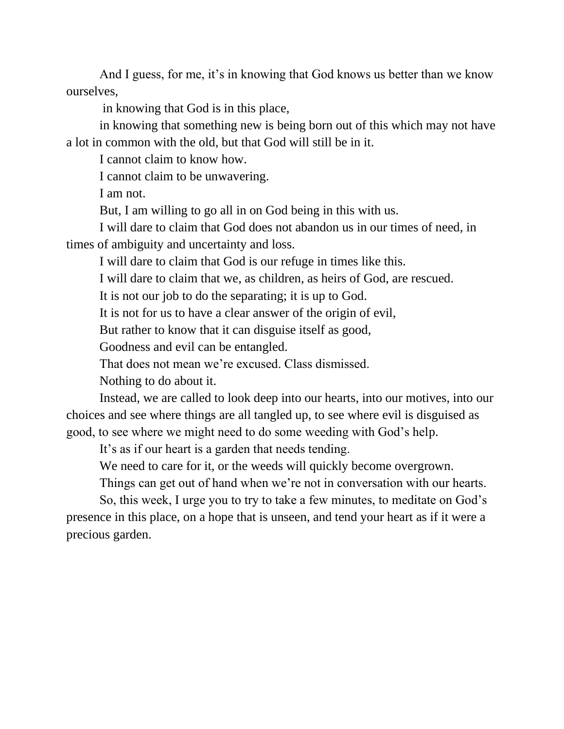And I guess, for me, it's in knowing that God knows us better than we know ourselves,

in knowing that God is in this place,

in knowing that something new is being born out of this which may not have a lot in common with the old, but that God will still be in it.

I cannot claim to know how.

I cannot claim to be unwavering.

I am not.

But, I am willing to go all in on God being in this with us.

I will dare to claim that God does not abandon us in our times of need, in times of ambiguity and uncertainty and loss.

I will dare to claim that God is our refuge in times like this.

I will dare to claim that we, as children, as heirs of God, are rescued.

It is not our job to do the separating; it is up to God.

It is not for us to have a clear answer of the origin of evil,

But rather to know that it can disguise itself as good,

Goodness and evil can be entangled.

That does not mean we're excused. Class dismissed.

Nothing to do about it.

Instead, we are called to look deep into our hearts, into our motives, into our choices and see where things are all tangled up, to see where evil is disguised as good, to see where we might need to do some weeding with God's help.

It's as if our heart is a garden that needs tending.

We need to care for it, or the weeds will quickly become overgrown.

Things can get out of hand when we're not in conversation with our hearts.

So, this week, I urge you to try to take a few minutes, to meditate on God's presence in this place, on a hope that is unseen, and tend your heart as if it were a precious garden.